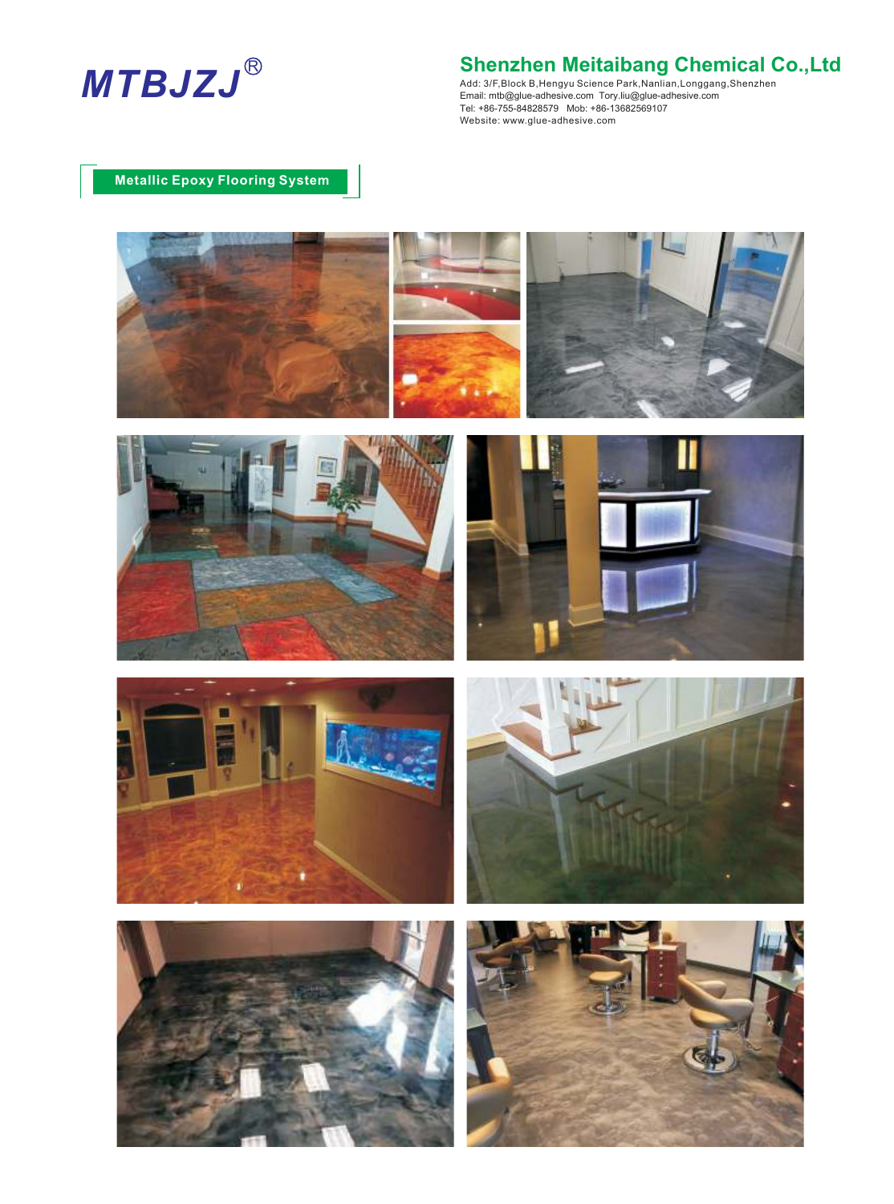# MTBJZJ®

## Shenzhen Meitaibang Chemical Co.,Ltd

Add: 3/F,Block B,Hengyu Science Park,Nanlian,Longgang,Shenzhen
Email: mtb@glue-adhesive.com Tory.liu@glue-adhesive.com
Tel: +86-755-84828579 Mob: +86-13682569107
Website: www.glue-adhesive.com

## Metallic Epoxy Flooring System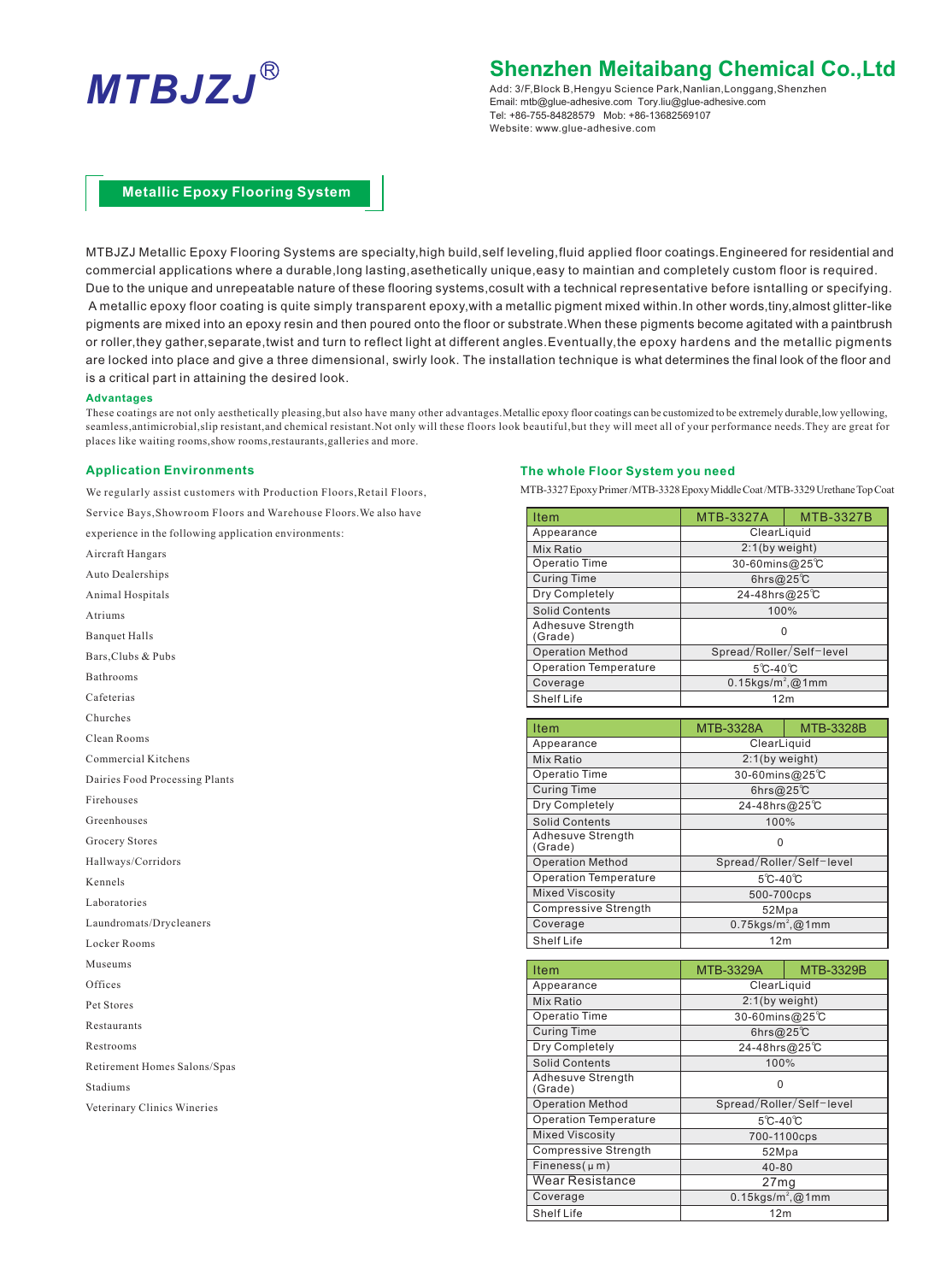# MTBJZJ®

## Shenzhen Meitaibang Chemical Co.,Ltd

Add: 3/F,Block B,Hengyu Science Park,Nanlian,Longgang,Shenzhen
Email: mtb@glue-adhesive.com Tory.liu@glue-adhesive.com
Tel: +86-755-84828579 Mob: +86-13682569107
Website: www.glue-adhesive.com

## Metallic Epoxy Flooring System

MTBJZJ Metallic Epoxy Flooring Systems are specialty,high build,self leveling,fluid applied floor coatings.Engineered for residential and commercial applications where a durable,long lasting,asethetically unique,easy to maintian and completely custom floor is required. Due to the unique and unrepeatable nature of these flooring systems,cosult with a technical representative before isntalling or specifying. A metallic epoxy floor coating is quite simply transparent epoxy,with a metallic pigment mixed within.In other words,tiny,almost glitter-like pigments are mixed into an epoxy resin and then poured onto the floor or substrate.When these pigments become agitated with a paintbrush or roller,they gather,separate,twist and turn to reflect light at different angles.Eventually,the epoxy hardens and the metallic pigments are locked into place and give a three dimensional, swirly look. The installation technique is what determines the final look of the floor and is a critical part in attaining the desired look.

### Advantages

These coatings are not only aesthetically pleasing,but also have many other advantages.Metallic epoxy floor coatings can be customized to be extremely durable,low yellowing, seamless,antimicrobial,slip resistant,and chemical resistant.Not only will these floors look beautiful,but they will meet all of your performance needs.They are great for places like waiting rooms,show rooms,restaurants,galleries and more.

### Application Environments

We regularly assist customers with Production Floors,Retail Floors, Service Bays,Showroom Floors and Warehouse Floors.We also have experience in the following application environments:

- Aircraft Hangars
- Auto Dealerships
- Animal Hospitals
- Atriums
- Banquet Halls
- Bars,Clubs & Pubs
- Bathrooms
- Cafeterias
- Churches
- Clean Rooms
- Commercial Kitchens
- Dairies Food Processing Plants
- Firehouses
- Greenhouses
- Grocery Stores
- Hallways/Corridors
- Kennels
- Laboratories
- Laundromats/Drycleaners
- Locker Rooms
- Museums
- Offices
- Pet Stores
- Restaurants
- Restrooms
- Retirement Homes Salons/Spas
- Stadiums
- Veterinary Clinics Wineries

### The whole Floor System you need

MTB-3327 Epoxy Primer/MTB-3328 Epoxy Middle Coat/MTB-3329 Urethane Top Coat

| Item | MTB-3327A | MTB-3327B |
|---|---|---|
| Appearance | ClearLiquid | |
| Mix Ratio | 2:1(by weight) | |
| Operatio Time | 30-60mins@25℃ | |
| Curing Time | 6hrs@25℃ | |
| Dry Completely | 24-48hrs@25℃ | |
| Solid Contents | 100% | |
| Adhesuve Strength (Grade) | 0 | |
| Operation Method | Spread/Roller/Self-level | |
| Operation Temperature | 5℃-40℃ | |
| Coverage | 0.15kgs/m², @1mm | |
| Shelf Life | 12m | |

| Item | MTB-3328A | MTB-3328B |
|---|---|---|
| Appearance | ClearLiquid | |
| Mix Ratio | 2:1(by weight) | |
| Operatio Time | 30-60mins@25℃ | |
| Curing Time | 6hrs@25℃ | |
| Dry Completely | 24-48hrs@25℃ | |
| Solid Contents | 100% | |
| Adhesuve Strength (Grade) | 0 | |
| Operation Method | Spread/Roller/Self-level | |
| Operation Temperature | 5℃-40℃ | |
| Mixed Viscosity | 500-700cps | |
| Compressive Strength | 52Mpa | |
| Coverage | 0.75kgs/m², @1mm | |
| Shelf Life | 12m | |

| Item | MTB-3329A | MTB-3329B |
|---|---|---|
| Appearance | ClearLiquid | |
| Mix Ratio | 2:1(by weight) | |
| Operatio Time | 30-60mins@25℃ | |
| Curing Time | 6hrs@25℃ | |
| Dry Completely | 24-48hrs@25℃ | |
| Solid Contents | 100% | |
| Adhesuve Strength (Grade) | 0 | |
| Operation Method | Spread/Roller/Self-level | |
| Operation Temperature | 5℃-40℃ | |
| Mixed Viscosity | 700-1100cps | |
| Compressive Strength | 52Mpa | |
| Fineness(μm) | 40-80 | |
| Wear Resistance | 27mg | |
| Coverage | 0.15kgs/m², @1mm | |
| Shelf Life | 12m | |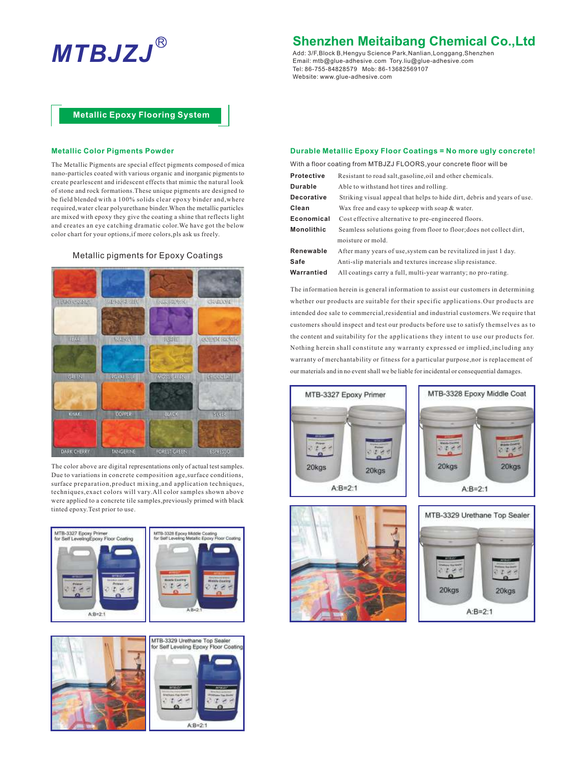# MTBJZJ®

## Shenzhen Meitaibang Chemical Co.,Ltd

Add: 3/F,Block B,Hengyu Science Park,Nanlian,Longgang,Shenzhen
Email: mtb@glue-adhesive.com Tory.liu@glue-adhesive.com
Tel: 86-755-84828579 Mob: 86-13682569107
Website: www.glue-adhesive.com

## Metallic Epoxy Flooring System

### Metallic Color Pigments Powder

The Metallic Pigments are special effect pigments composed of mica nano-particles coated with various organic and inorganic pigments to create pearlescent and iridescent effects that mimic the natural look of stone and rock formations.These unique pigments are designed to be field blended with a 100% solids clear epoxy binder and,where required,water clear polyurethane binder.When the metallic particles are mixed with epoxy they give the coating a shine that reflects light and creates an eye catching dramatic color.We have got the below color chart for your options,if more colors,pls ask us freely.

Metallic pigments for Epoxy Coatings

| BURNT ORANGE | MIDNIGHT BLUE | DARK BROWN | CHARCOAL |
|---|---|---|---|
| PEARL | WALNUT | PURPLE | GOLDEN BROWN |
| GREEN | ROYAL BLUE | MOSS GREEN | CHOCOLATE |
| KHAKI | COPPER | BLACK | SILVER |
| DARK CHERRY | TANGERINE | FOREST GREEN | ESPRESSO |

The color above are digital representations only of actual test samples. Due to variations in concrete composition age,surface conditions, surface preparation,product mixing,and application techniques, techniques,exact colors will vary.All color samples shown above were applied to a concrete tile samples,previously primed with black tinted epoxy.Test prior to use.

MTB-3327 Epoxy Primer for Self LevelingEpoxy Floor Coating — A:B=2:1

MTB-3328 Epoxy Middle Coating for Self Leveling Metallic Epoxy Floor Coating — A:B=2:1

MTB-3329 Urethane Top Sealer for Self Leveling Epoxy Floor Coating — A:B=2:1

### Durable Metallic Epoxy Floor Coatings = No more ugly concrete!

With a floor coating from MTBJZJ FLOORS,your concrete floor will be

| | |
|---|---|
| **Protective** | Resistant to road salt,gasoline,oil and other chemicals. |
| **Durable** | Able to withstand hot tires and rolling. |
| **Decorative** | Striking visual appeal that helps to hide dirt, debris and years of use. |
| **Clean** | Wax free and easy to upkeep with soap & water. |
| **Economical** | Cost effective alternative to pre-engineered floors. |
| **Monolithic** | Seamless solutions going from floor to floor;does not collect dirt, moisture or mold. |
| **Renewable** | After many years of use,system can be revitalized in just 1 day. |
| **Safe** | Anti-slip materials and textures increase slip resistance. |
| **Warrantied** | All coatings carry a full, multi-year warranty; no pro-rating. |

The information herein is general information to assist our customers in determining whether our products are suitable for their specific applications.Our products are intended doe sale to commercial,residential and industrial customers.We require that customers should inspect and test our products before use to satisfy themselves as to the content and suitability for the applications they intent to use our products for. Nothing herein shall constitute any warranty expressed or implied,including any warranty of merchantability or fitness for a particular purpose,nor is replacement of our materials and in no event shall we be liable for incidental or consequential damages.

MTB-3327 Epoxy Primer — 20kgs / 20kgs — A:B=2:1

MTB-3328 Epoxy Middle Coat — 20kgs / 20kgs — A:B=2:1

MTB-3329 Urethane Top Sealer — 20kgs / 20kgs — A:B=2:1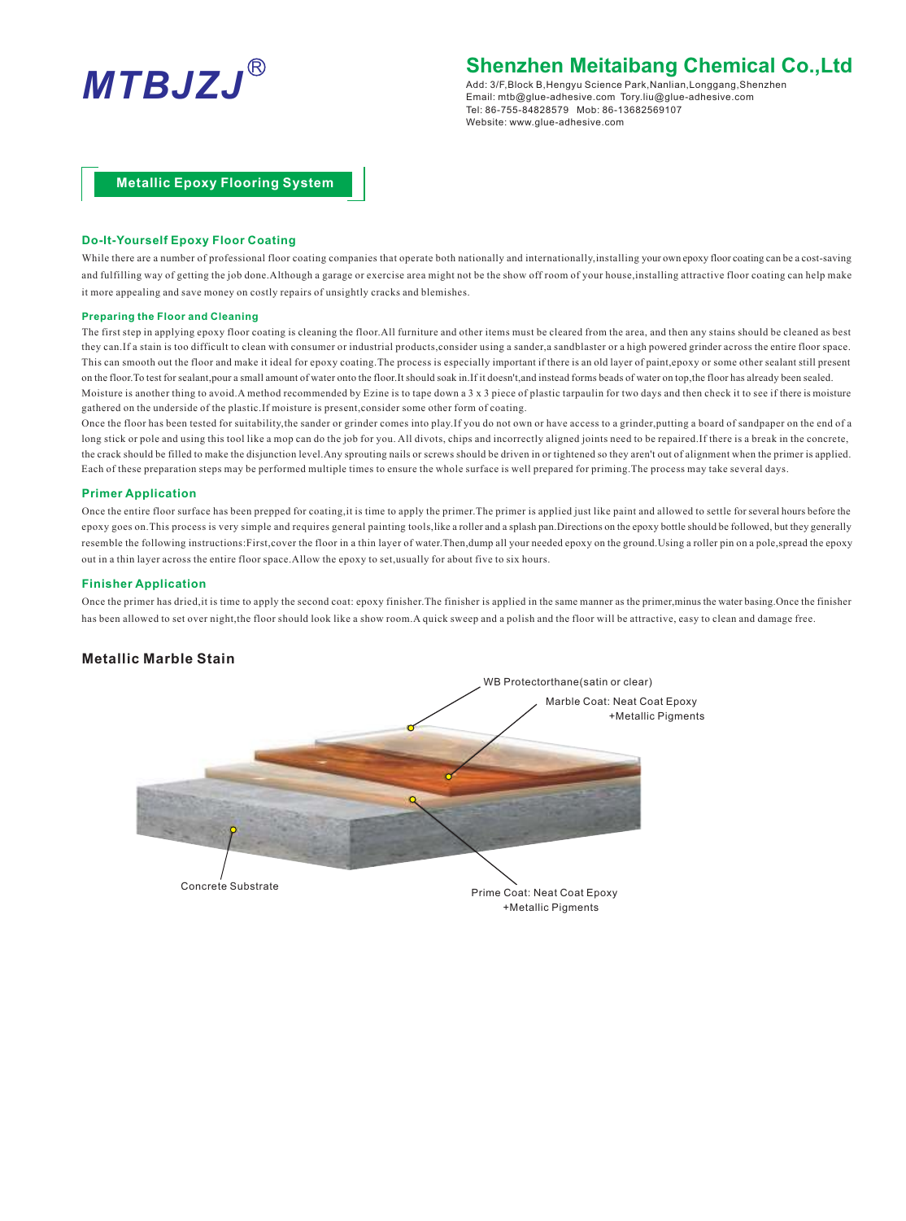# MTBJZJ®

## Shenzhen Meitaibang Chemical Co.,Ltd

Add: 3/F,Block B,Hengyu Science Park,Nanlian,Longgang,Shenzhen
Email: mtb@glue-adhesive.com Tory.liu@glue-adhesive.com
Tel: 86-755-84828579 Mob: 86-13682569107
Website: www.glue-adhesive.com

## Metallic Epoxy Flooring System

### Do-It-Yourself Epoxy Floor Coating

While there are a number of professional floor coating companies that operate both nationally and internationally,installing your own epoxy floor coating can be a cost-saving and fulfilling way of getting the job done.Although a garage or exercise area might not be the show off room of your house,installing attractive floor coating can help make it more appealing and save money on costly repairs of unsightly cracks and blemishes.

### Preparing the Floor and Cleaning

The first step in applying epoxy floor coating is cleaning the floor.All furniture and other items must be cleared from the area, and then any stains should be cleaned as best they can.If a stain is too difficult to clean with consumer or industrial products,consider using a sander,a sandblaster or a high powered grinder across the entire floor space. This can smooth out the floor and make it ideal for epoxy coating.The process is especially important if there is an old layer of paint,epoxy or some other sealant still present on the floor.To test for sealant,pour a small amount of water onto the floor.It should soak in.If it doesn't,and instead forms beads of water on top,the floor has already been sealed. Moisture is another thing to avoid.A method recommended by Ezine is to tape down a 3 x 3 piece of plastic tarpaulin for two days and then check it to see if there is moisture gathered on the underside of the plastic.If moisture is present,consider some other form of coating.

Once the floor has been tested for suitability,the sander or grinder comes into play.If you do not own or have access to a grinder,putting a board of sandpaper on the end of a long stick or pole and using this tool like a mop can do the job for you. All divots, chips and incorrectly aligned joints need to be repaired.If there is a break in the concrete, the crack should be filled to make the disjunction level.Any sprouting nails or screws should be driven in or tightened so they aren't out of alignment when the primer is applied. Each of these preparation steps may be performed multiple times to ensure the whole surface is well prepared for priming.The process may take several days.

### Primer Application

Once the entire floor surface has been prepped for coating,it is time to apply the primer.The primer is applied just like paint and allowed to settle for several hours before the epoxy goes on.This process is very simple and requires general painting tools,like a roller and a splash pan.Directions on the epoxy bottle should be followed, but they generally resemble the following instructions:First,cover the floor in a thin layer of water.Then,dump all your needed epoxy on the ground.Using a roller pin on a pole,spread the epoxy out in a thin layer across the entire floor space.Allow the epoxy to set,usually for about five to six hours.

### Finisher Application

Once the primer has dried,it is time to apply the second coat: epoxy finisher.The finisher is applied in the same manner as the primer,minus the water basing.Once the finisher has been allowed to set over night,the floor should look like a show room.A quick sweep and a polish and the floor will be attractive, easy to clean and damage free.

## Metallic Marble Stain

WB Protectorthane(satin or clear)

Marble Coat: Neat Coat Epoxy +Metallic Pigments

Concrete Substrate

Prime Coat: Neat Coat Epoxy +Metallic Pigments